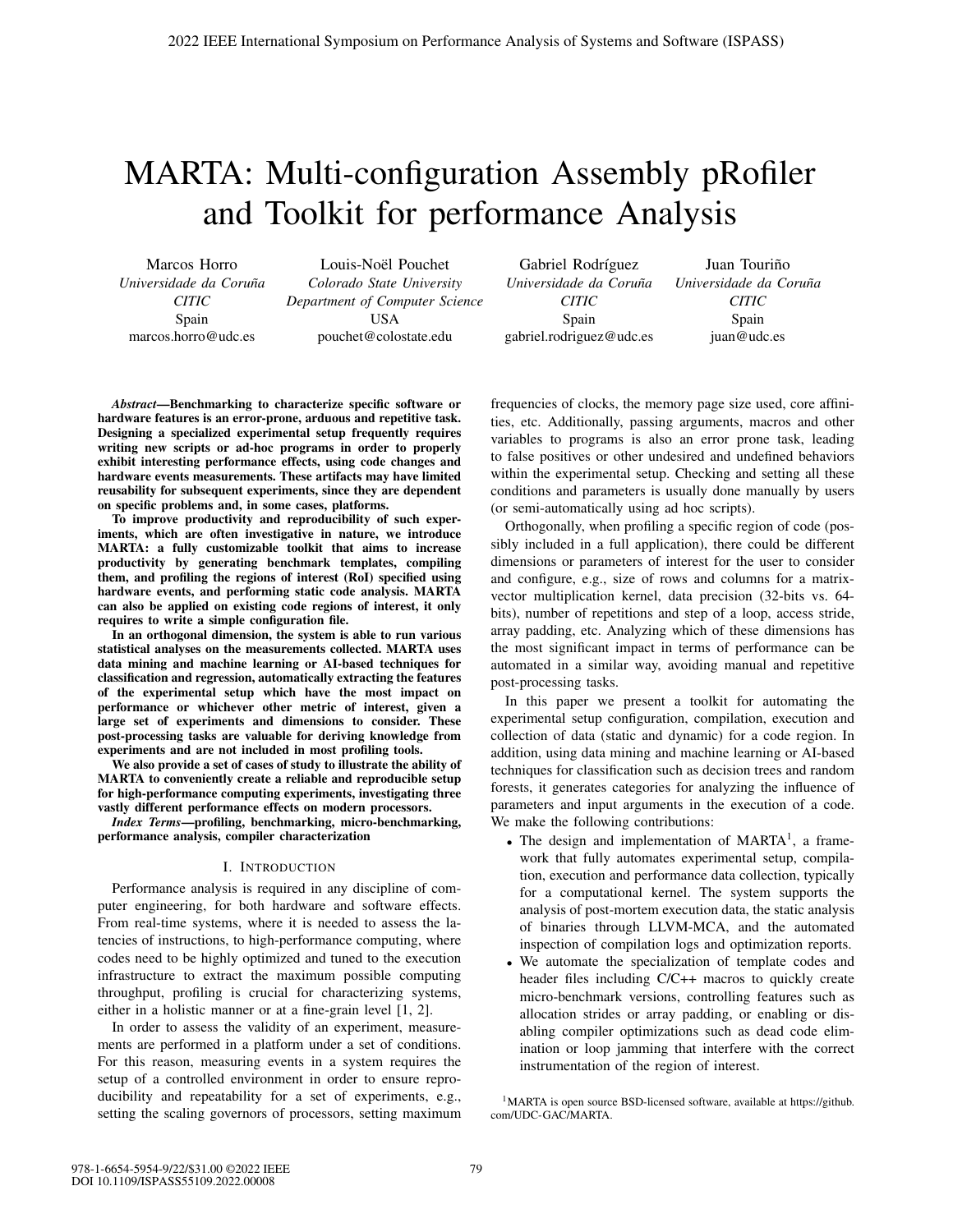# MARTA: Multi-configuration Assembly pRofiler and Toolkit for performance Analysis

Marcos Horro
*Universidade da Coruña*
*CITIC*
Spain
marcos.horro@udc.es

Louis-Noël Pouchet
*Colorado State University*
*Department of Computer Science*
USA
pouchet@colostate.edu

Gabriel Rodríguez
*Universidade da Coruña*
*CITIC*
Spain
gabriel.rodriguez@udc.es

Juan Touriño
*Universidade da Coruña*
*CITIC*
Spain
juan@udc.es

***Abstract*—Benchmarking to characterize specific software or hardware features is an error-prone, arduous and repetitive task. Designing a specialized experimental setup frequently requires writing new scripts or ad-hoc programs in order to properly exhibit interesting performance effects, using code changes and hardware events measurements. These artifacts may have limited reusability for subsequent experiments, since they are dependent on specific problems and, in some cases, platforms.**

**To improve productivity and reproducibility of such experiments, which are often investigative in nature, we introduce MARTA: a fully customizable toolkit that aims to increase productivity by generating benchmark templates, compiling them, and profiling the regions of interest (RoI) specified using hardware events, and performing static code analysis. MARTA can also be applied on existing code regions of interest, it only requires to write a simple configuration file.**

**In an orthogonal dimension, the system is able to run various statistical analyses on the measurements collected. MARTA uses data mining and machine learning or AI-based techniques for classification and regression, automatically extracting the features of the experimental setup which have the most impact on performance or whichever other metric of interest, given a large set of experiments and dimensions to consider. These post-processing tasks are valuable for deriving knowledge from experiments and are not included in most profiling tools.**

**We also provide a set of cases of study to illustrate the ability of MARTA to conveniently create a reliable and reproducible setup for high-performance computing experiments, investigating three vastly different performance effects on modern processors.**

***Index Terms*—profiling, benchmarking, micro-benchmarking, performance analysis, compiler characterization**

## I. Introduction

Performance analysis is required in any discipline of computer engineering, for both hardware and software effects. From real-time systems, where it is needed to assess the latencies of instructions, to high-performance computing, where codes need to be highly optimized and tuned to the execution infrastructure to extract the maximum possible computing throughput, profiling is crucial for characterizing systems, either in a holistic manner or at a fine-grain level [1, 2].

In order to assess the validity of an experiment, measurements are performed in a platform under a set of conditions. For this reason, measuring events in a system requires the setup of a controlled environment in order to ensure reproducibility and repeatability for a set of experiments, e.g., setting the scaling governors of processors, setting maximum frequencies of clocks, the memory page size used, core affinities, etc. Additionally, passing arguments, macros and other variables to programs is also an error prone task, leading to false positives or other undesired and undefined behaviors within the experimental setup. Checking and setting all these conditions and parameters is usually done manually by users (or semi-automatically using ad hoc scripts).

Orthogonally, when profiling a specific region of code (possibly included in a full application), there could be different dimensions or parameters of interest for the user to consider and configure, e.g., size of rows and columns for a matrix-vector multiplication kernel, data precision (32-bits vs. 64-bits), number of repetitions and step of a loop, access stride, array padding, etc. Analyzing which of these dimensions has the most significant impact in terms of performance can be automated in a similar way, avoiding manual and repetitive post-processing tasks.

In this paper we present a toolkit for automating the experimental setup configuration, compilation, execution and collection of data (static and dynamic) for a code region. In addition, using data mining and machine learning or AI-based techniques for classification such as decision trees and random forests, it generates categories for analyzing the influence of parameters and input arguments in the execution of a code. We make the following contributions:

- The design and implementation of MARTA[1], a framework that fully automates experimental setup, compilation, execution and performance data collection, typically for a computational kernel. The system supports the analysis of post-mortem execution data, the static analysis of binaries through LLVM-MCA, and the automated inspection of compilation logs and optimization reports.
- We automate the specialization of template codes and header files including C/C++ macros to quickly create micro-benchmark versions, controlling features such as allocation strides or array padding, or enabling or disabling compiler optimizations such as dead code elimination or loop jamming that interfere with the correct instrumentation of the region of interest.

[1] MARTA is open source BSD-licensed software, available at https://github.com/UDC-GAC/MARTA.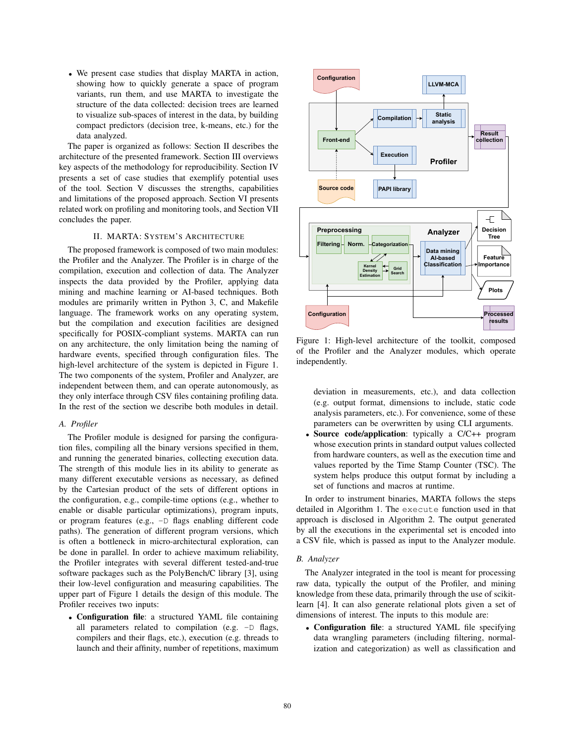- We present case studies that display MARTA in action, showing how to quickly generate a space of program variants, run them, and use MARTA to investigate the structure of the data collected: decision trees are learned to visualize sub-spaces of interest in the data, by building compact predictors (decision tree, k-means, etc.) for the data analyzed.

The paper is organized as follows: Section II describes the architecture of the presented framework. Section III overviews key aspects of the methodology for reproducibility. Section IV presents a set of case studies that exemplify potential uses of the tool. Section V discusses the strengths, capabilities and limitations of the proposed approach. Section VI presents related work on profiling and monitoring tools, and Section VII concludes the paper.

## II. MARTA: System's Architecture

The proposed framework is composed of two main modules: the Profiler and the Analyzer. The Profiler is in charge of the compilation, execution and collection of data. The Analyzer inspects the data provided by the Profiler, applying data mining and machine learning or AI-based techniques. Both modules are primarily written in Python 3, C, and Makefile language. The framework works on any operating system, but the compilation and execution facilities are designed specifically for POSIX-compliant systems. MARTA can run on any architecture, the only limitation being the naming of hardware events, specified through configuration files. The high-level architecture of the system is depicted in Figure 1. The two components of the system, Profiler and Analyzer, are independent between them, and can operate autonomously, as they only interface through CSV files containing profiling data. In the rest of the section we describe both modules in detail.

### A. Profiler

The Profiler module is designed for parsing the configuration files, compiling all the binary versions specified in them, and running the generated binaries, collecting execution data. The strength of this module lies in its ability to generate as many different executable versions as necessary, as defined by the Cartesian product of the sets of different configuration options in the configuration, e.g., compile-time options (e.g., whether to enable or disable particular optimizations), program inputs, or program features (e.g., `-D` flags enabling different code paths). The generation of different program versions, which is often a bottleneck in micro-architectural exploration, can be done in parallel. In order to achieve maximum reliability, the Profiler integrates with several different tested-and-true software packages such as the PolyBench/C library [3], using their low-level configuration and measuring capabilities. The upper part of Figure 1 details the design of this module. The Profiler receives two inputs:

- **Configuration file**: a structured YAML file containing all parameters related to compilation (e.g. `-D` flags, compilers and their flags, etc.), execution (e.g. threads to launch and their affinity, number of repetitions, maximum deviation in measurements, etc.), and data collection (e.g. output format, dimensions to include, static code analysis parameters, etc.). For convenience, some of these parameters can be overwritten by using CLI arguments.
- **Source code/application**: typically a C/C++ program whose execution prints in standard output values collected from hardware counters, as well as the execution time and values reported by the Time Stamp Counter (TSC). The system helps produce this output format by including a set of functions and macros at runtime.

Figure 1: High-level architecture of the toolkit, composed of the Profiler and the Analyzer modules, which operate independently.

In order to instrument binaries, MARTA follows the steps detailed in Algorithm 1. The `execute` function used in that approach is disclosed in Algorithm 2. The output generated by all the executions in the experimental set is encoded into a CSV file, which is passed as input to the Analyzer module.

### B. Analyzer

The Analyzer integrated in the tool is meant for processing raw data, typically the output of the Profiler, and mining knowledge from these data, primarily through the use of scikit-learn [4]. It can also generate relational plots given a set of dimensions of interest. The inputs to this module are:

- **Configuration file**: a structured YAML file specifying data wrangling parameters (including filtering, normalization and categorization) as well as classification and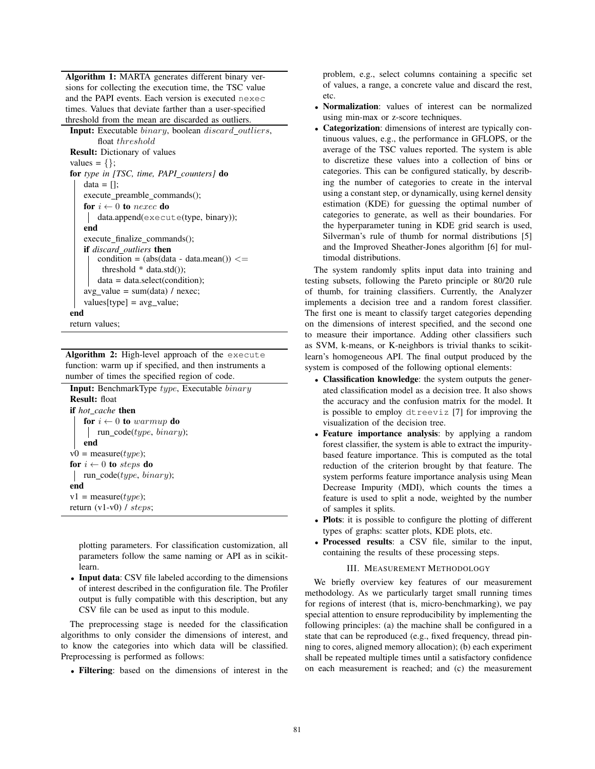**Algorithm 1:** MARTA generates different binary versions for collecting the execution time, the TSC value and the PAPI events. Each version is executed `nexec` times. Values that deviate farther than a user-specified threshold from the mean are discarded as outliers.

```
Input: Executable binary, boolean discard_outliers,
       float threshold
Result: Dictionary of values
values = {};
for type in [TSC, time, PAPI_counters] do
    data = [];
    execute_preamble_commands();
    for i ← 0 to nexec do
        data.append(execute(type, binary));
    end
    execute_finalize_commands();
    if discard_outliers then
        condition = (abs(data - data.mean()) <=
          threshold * data.std());
        data = data.select(condition);
    avg_value = sum(data) / nexec;
    values[type] = avg_value;
end
return values;
```

**Algorithm 2:** High-level approach of the `execute` function: warm up if specified, and then instruments a number of times the specified region of code.

```
Input: BenchmarkType type, Executable binary
Result: float
if hot_cache then
    for i ← 0 to warmup do
        run_code(type, binary);
    end
v0 = measure(type);
for i ← 0 to steps do
    run_code(type, binary);
end
v1 = measure(type);
return (v1-v0) / steps;
```

plotting parameters. For classification customization, all parameters follow the same naming or API as in scikit-learn.

- **Input data**: CSV file labeled according to the dimensions of interest described in the configuration file. The Profiler output is fully compatible with this description, but any CSV file can be used as input to this module.

The preprocessing stage is needed for the classification algorithms to only consider the dimensions of interest, and to know the categories into which data will be classified. Preprocessing is performed as follows:

- **Filtering**: based on the dimensions of interest in the problem, e.g., select columns containing a specific set of values, a range, a concrete value and discard the rest, etc.
- **Normalization**: values of interest can be normalized using min-max or z-score techniques.
- **Categorization**: dimensions of interest are typically continuous values, e.g., the performance in GFLOPS, or the average of the TSC values reported. The system is able to discretize these values into a collection of bins or categories. This can be configured statically, by describing the number of categories to create in the interval using a constant step, or dynamically, using kernel density estimation (KDE) for guessing the optimal number of categories to generate, as well as their boundaries. For the hyperparameter tuning in KDE grid search is used, Silverman's rule of thumb for normal distributions [5] and the Improved Sheather-Jones algorithm [6] for multimodal distributions.

The system randomly splits input data into training and testing subsets, following the Pareto principle or 80/20 rule of thumb, for training classifiers. Currently, the Analyzer implements a decision tree and a random forest classifier. The first one is meant to classify target categories depending on the dimensions of interest specified, and the second one to measure their importance. Adding other classifiers such as SVM, k-means, or K-neighbors is trivial thanks to scikit-learn's homogeneous API. The final output produced by the system is composed of the following optional elements:

- **Classification knowledge**: the system outputs the generated classification model as a decision tree. It also shows the accuracy and the confusion matrix for the model. It is possible to employ `dtreeviz` [7] for improving the visualization of the decision tree.
- **Feature importance analysis**: by applying a random forest classifier, the system is able to extract the impurity-based feature importance. This is computed as the total reduction of the criterion brought by that feature. The system performs feature importance analysis using Mean Decrease Impurity (MDI), which counts the times a feature is used to split a node, weighted by the number of samples it splits.
- **Plots**: it is possible to configure the plotting of different types of graphs: scatter plots, KDE plots, etc.
- **Processed results**: a CSV file, similar to the input, containing the results of these processing steps.

## III. Measurement Methodology

We briefly overview key features of our measurement methodology. As we particularly target small running times for regions of interest (that is, micro-benchmarking), we pay special attention to ensure reproducibility by implementing the following principles: (a) the machine shall be configured in a state that can be reproduced (e.g., fixed frequency, thread pinning to cores, aligned memory allocation); (b) each experiment shall be repeated multiple times until a satisfactory confidence on each measurement is reached; and (c) the measurement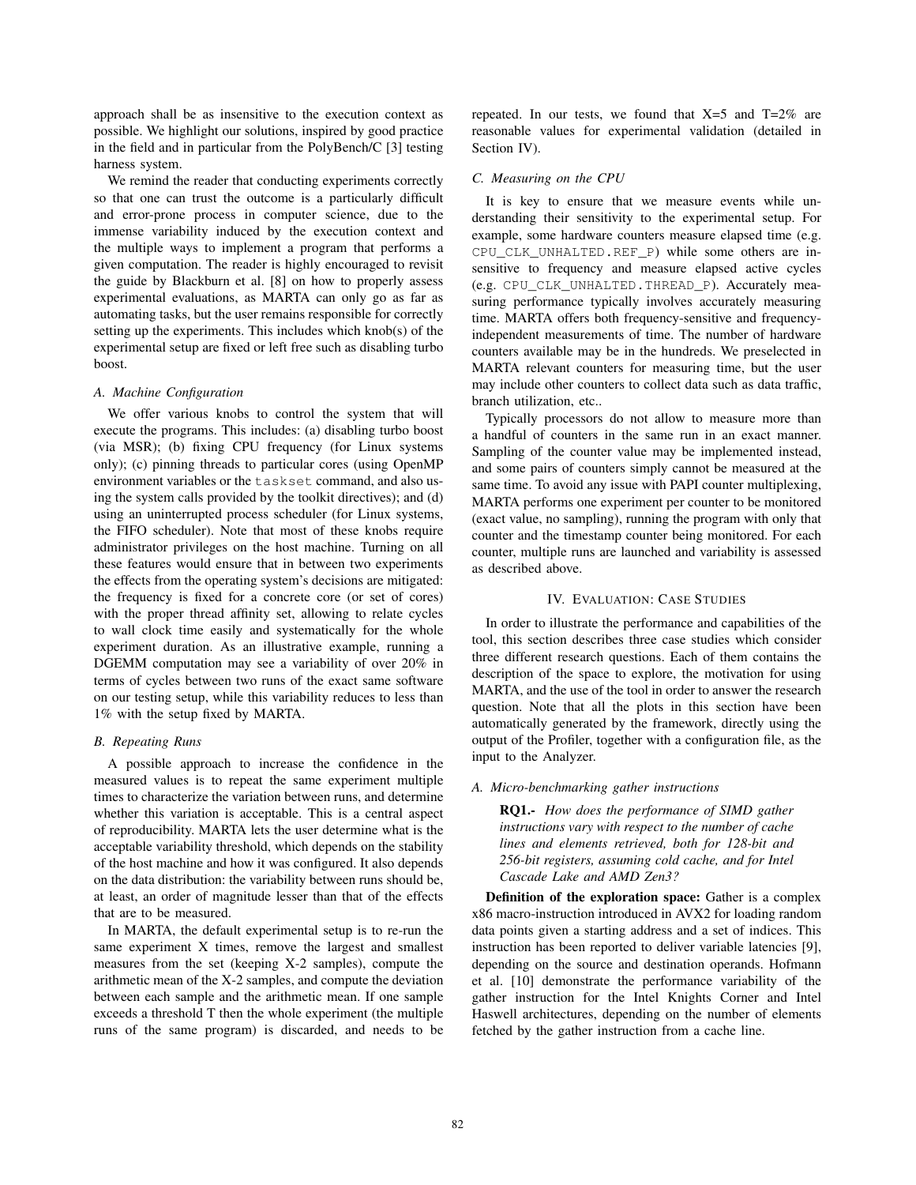approach shall be as insensitive to the execution context as possible. We highlight our solutions, inspired by good practice in the field and in particular from the PolyBench/C [3] testing harness system.

We remind the reader that conducting experiments correctly so that one can trust the outcome is a particularly difficult and error-prone process in computer science, due to the immense variability induced by the execution context and the multiple ways to implement a program that performs a given computation. The reader is highly encouraged to revisit the guide by Blackburn et al. [8] on how to properly assess experimental evaluations, as MARTA can only go as far as automating tasks, but the user remains responsible for correctly setting up the experiments. This includes which knob(s) of the experimental setup are fixed or left free such as disabling turbo boost.

### A. Machine Configuration

We offer various knobs to control the system that will execute the programs. This includes: (a) disabling turbo boost (via MSR); (b) fixing CPU frequency (for Linux systems only); (c) pinning threads to particular cores (using OpenMP environment variables or the `taskset` command, and also using the system calls provided by the toolkit directives); and (d) using an uninterrupted process scheduler (for Linux systems, the FIFO scheduler). Note that most of these knobs require administrator privileges on the host machine. Turning on all these features would ensure that in between two experiments the effects from the operating system's decisions are mitigated: the frequency is fixed for a concrete core (or set of cores) with the proper thread affinity set, allowing to relate cycles to wall clock time easily and systematically for the whole experiment duration. As an illustrative example, running a DGEMM computation may see a variability of over 20% in terms of cycles between two runs of the exact same software on our testing setup, while this variability reduces to less than 1% with the setup fixed by MARTA.

### B. Repeating Runs

A possible approach to increase the confidence in the measured values is to repeat the same experiment multiple times to characterize the variation between runs, and determine whether this variation is acceptable. This is a central aspect of reproducibility. MARTA lets the user determine what is the acceptable variability threshold, which depends on the stability of the host machine and how it was configured. It also depends on the data distribution: the variability between runs should be, at least, an order of magnitude lesser than that of the effects that are to be measured.

In MARTA, the default experimental setup is to re-run the same experiment X times, remove the largest and smallest measures from the set (keeping X-2 samples), compute the arithmetic mean of the X-2 samples, and compute the deviation between each sample and the arithmetic mean. If one sample exceeds a threshold T then the whole experiment (the multiple runs of the same program) is discarded, and needs to be repeated. In our tests, we found that X=5 and T=2% are reasonable values for experimental validation (detailed in Section IV).

### C. Measuring on the CPU

It is key to ensure that we measure events while understanding their sensitivity to the experimental setup. For example, some hardware counters measure elapsed time (e.g. `CPU_CLK_UNHALTED.REF_P`) while some others are insensitive to frequency and measure elapsed active cycles (e.g. `CPU_CLK_UNHALTED.THREAD_P`). Accurately measuring performance typically involves accurately measuring time. MARTA offers both frequency-sensitive and frequency-independent measurements of time. The number of hardware counters available may be in the hundreds. We preselected in MARTA relevant counters for measuring time, but the user may include other counters to collect data such as data traffic, branch utilization, etc..

Typically processors do not allow to measure more than a handful of counters in the same run in an exact manner. Sampling of the counter value may be implemented instead, and some pairs of counters simply cannot be measured at the same time. To avoid any issue with PAPI counter multiplexing, MARTA performs one experiment per counter to be monitored (exact value, no sampling), running the program with only that counter and the timestamp counter being monitored. For each counter, multiple runs are launched and variability is assessed as described above.

## IV. Evaluation: Case Studies

In order to illustrate the performance and capabilities of the tool, this section describes three case studies which consider three different research questions. Each of them contains the description of the space to explore, the motivation for using MARTA, and the use of the tool in order to answer the research question. Note that all the plots in this section have been automatically generated by the framework, directly using the output of the Profiler, together with a configuration file, as the input to the Analyzer.

### A. Micro-benchmarking gather instructions

> **RQ1.-** *How does the performance of SIMD gather instructions vary with respect to the number of cache lines and elements retrieved, both for 128-bit and 256-bit registers, assuming cold cache, and for Intel Cascade Lake and AMD Zen3?*

**Definition of the exploration space:** Gather is a complex x86 macro-instruction introduced in AVX2 for loading random data points given a starting address and a set of indices. This instruction has been reported to deliver variable latencies [9], depending on the source and destination operands. Hofmann et al. [10] demonstrate the performance variability of the gather instruction for the Intel Knights Corner and Intel Haswell architectures, depending on the number of elements fetched by the gather instruction from a cache line.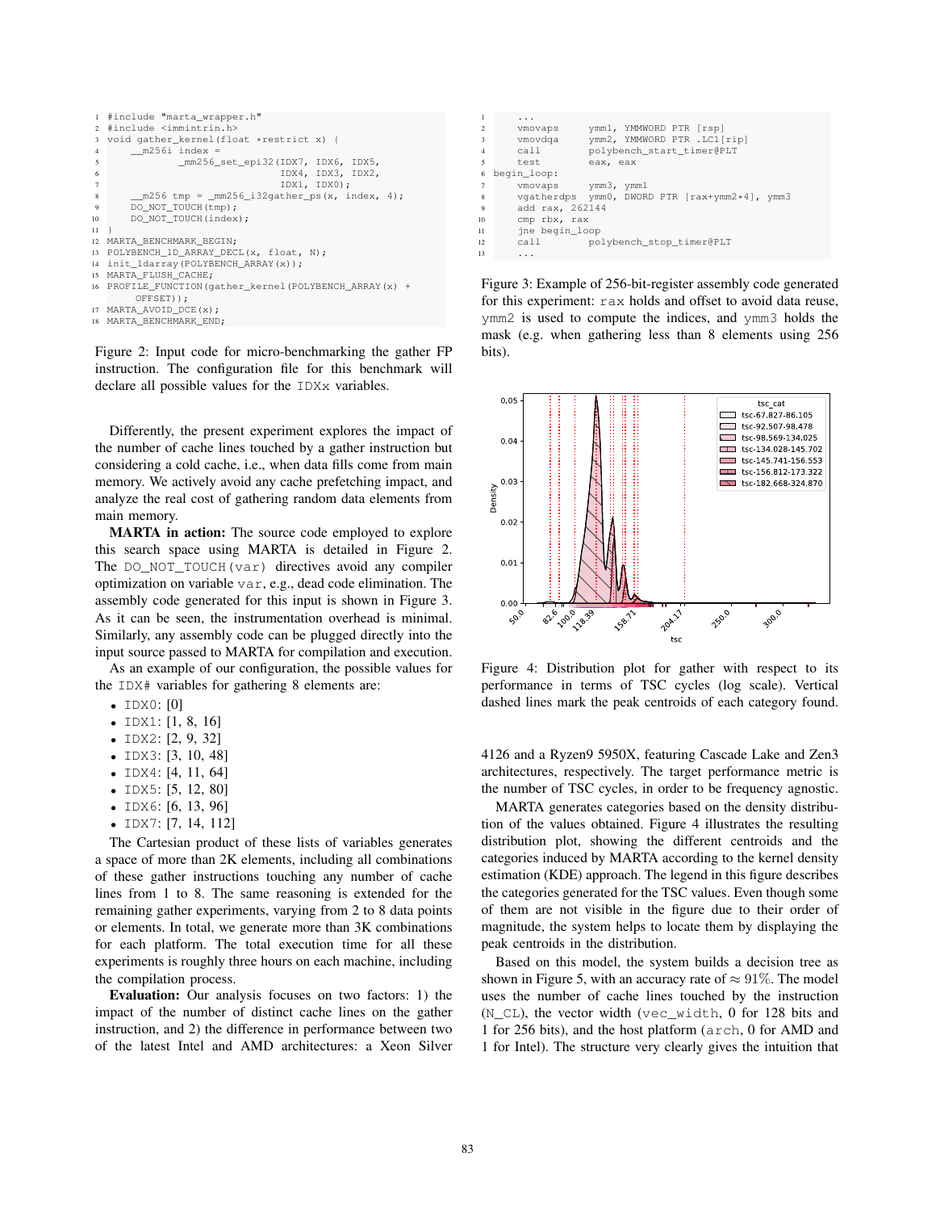```c
#include "marta_wrapper.h"
#include <immintrin.h>
void gather_kernel(float *restrict x) {
    __m256i index =
            _mm256_set_epi32(IDX7, IDX6, IDX5,
                             IDX4, IDX3, IDX2,
                             IDX1, IDX0);
    __m256 tmp = _mm256_i32gather_ps(x, index, 4);
    DO_NOT_TOUCH(tmp);
    DO_NOT_TOUCH(index);
}
MARTA_BENCHMARK_BEGIN;
POLYBENCH_1D_ARRAY_DECL(x, float, N);
init_1darray(POLYBENCH_ARRAY(x));
MARTA_FLUSH_CACHE;
PROFILE_FUNCTION(gather_kernel(POLYBENCH_ARRAY(x) +
    OFFSET));
MARTA_AVOID_DCE(x);
MARTA_BENCHMARK_END;
```

Figure 2: Input code for micro-benchmarking the gather FP instruction. The configuration file for this benchmark will declare all possible values for the IDXx variables.

Differently, the present experiment explores the impact of the number of cache lines touched by a gather instruction but considering a cold cache, i.e., when data fills come from main memory. We actively avoid any cache prefetching impact, and analyze the real cost of gathering random data elements from main memory.

**MARTA in action:** The source code employed to explore this search space using MARTA is detailed in Figure 2. The DO_NOT_TOUCH(var) directives avoid any compiler optimization on variable var, e.g., dead code elimination. The assembly code generated for this input is shown in Figure 3. As it can be seen, the instrumentation overhead is minimal. Similarly, any assembly code can be plugged directly into the input source passed to MARTA for compilation and execution.

As an example of our configuration, the possible values for the IDX# variables for gathering 8 elements are:

- IDX0: [0]
- IDX1: [1, 8, 16]
- IDX2: [2, 9, 32]
- IDX3: [3, 10, 48]
- IDX4: [4, 11, 64]
- IDX5: [5, 12, 80]
- IDX6: [6, 13, 96]
- IDX7: [7, 14, 112]

The Cartesian product of these lists of variables generates a space of more than 2K elements, including all combinations of these gather instructions touching any number of cache lines from 1 to 8. The same reasoning is extended for the remaining gather experiments, varying from 2 to 8 data points or elements. In total, we generate more than 3K combinations for each platform. The total execution time for all these experiments is roughly three hours on each machine, including the compilation process.

**Evaluation:** Our analysis focuses on two factors: 1) the impact of the number of distinct cache lines on the gather instruction, and 2) the difference in performance between two of the latest Intel and AMD architectures: a Xeon Silver 4126 and a Ryzen9 5950X, featuring Cascade Lake and Zen3 architectures, respectively. The target performance metric is the number of TSC cycles, in order to be frequency agnostic.

```asm
    ...
    vmovaps     ymm1, YMMWORD PTR [rsp]
    vmovdqa     ymm2, YMMWORD PTR .LC1[rip]
    call        polybench_start_timer@PLT
    test        eax, eax
begin_loop:
    vmovaps     ymm3, ymm1
    vgatherdps  ymm0, DWORD PTR [rax+ymm2*4], ymm3
    add rax, 262144
    cmp rbx, rax
    jne begin_loop
    call        polybench_stop_timer@PLT
    ...
```

Figure 3: Example of 256-bit-register assembly code generated for this experiment: rax holds and offset to avoid data reuse, ymm2 is used to compute the indices, and ymm3 holds the mask (e.g. when gathering less than 8 elements using 256 bits).

Figure 4: Distribution plot for gather with respect to its performance in terms of TSC cycles (log scale). Vertical dashed lines mark the peak centroids of each category found.

MARTA generates categories based on the density distribution of the values obtained. Figure 4 illustrates the resulting distribution plot, showing the different centroids and the categories induced by MARTA according to the kernel density estimation (KDE) approach. The legend in this figure describes the categories generated for the TSC values. Even though some of them are not visible in the figure due to their order of magnitude, the system helps to locate them by displaying the peak centroids in the distribution.

Based on this model, the system builds a decision tree as shown in Figure 5, with an accuracy rate of $\approx 91\%$. The model uses the number of cache lines touched by the instruction (N_CL), the vector width (vec_width, 0 for 128 bits and 1 for 256 bits), and the host platform (arch, 0 for AMD and 1 for Intel). The structure very clearly gives the intuition that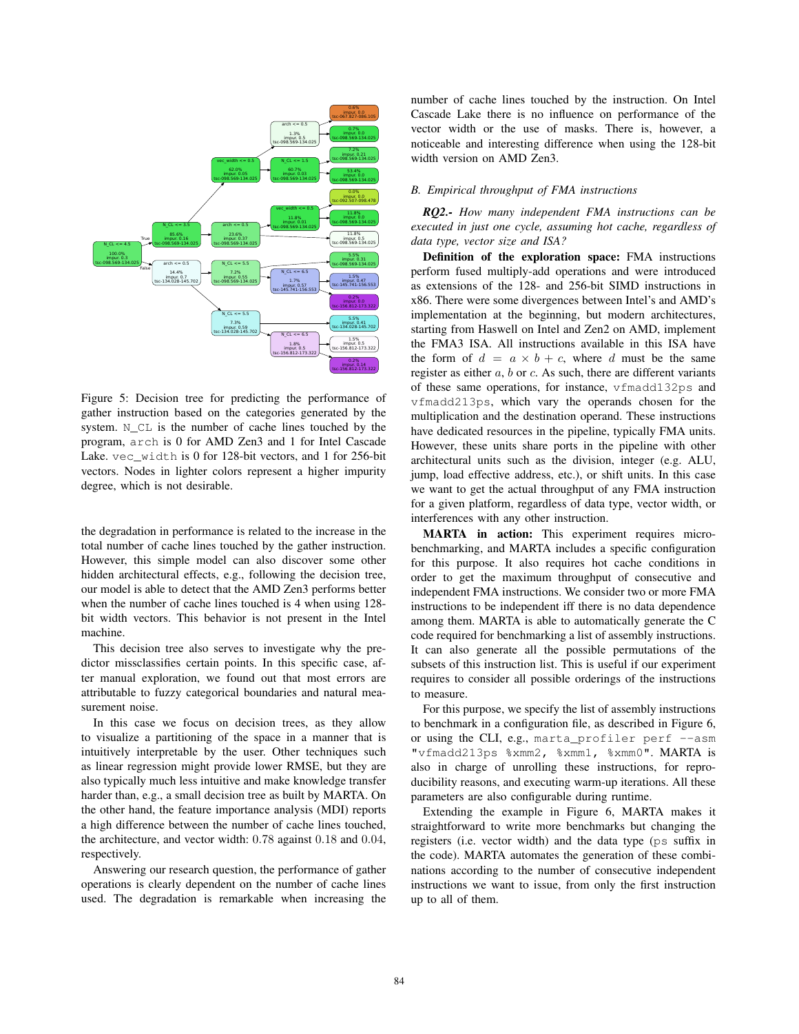Figure 5: Decision tree for predicting the performance of gather instruction based on the categories generated by the system. `N_CL` is the number of cache lines touched by the program, `arch` is 0 for AMD Zen3 and 1 for Intel Cascade Lake. `vec_width` is 0 for 128-bit vectors, and 1 for 256-bit vectors. Nodes in lighter colors represent a higher impurity degree, which is not desirable.

the degradation in performance is related to the increase in the total number of cache lines touched by the gather instruction. However, this simple model can also discover some other hidden architectural effects, e.g., following the decision tree, our model is able to detect that the AMD Zen3 performs better when the number of cache lines touched is 4 when using 128-bit width vectors. This behavior is not present in the Intel machine.

This decision tree also serves to investigate why the predictor missclassifies certain points. In this specific case, after manual exploration, we found out that most errors are attributable to fuzzy categorical boundaries and natural measurement noise.

In this case we focus on decision trees, as they allow to visualize a partitioning of the space in a manner that is intuitively interpretable by the user. Other techniques such as linear regression might provide lower RMSE, but they are also typically much less intuitive and make knowledge transfer harder than, e.g., a small decision tree as built by MARTA. On the other hand, the feature importance analysis (MDI) reports a high difference between the number of cache lines touched, the architecture, and vector width: $0.78$ against $0.18$ and $0.04$, respectively.

Answering our research question, the performance of gather operations is clearly dependent on the number of cache lines used. The degradation is remarkable when increasing the number of cache lines touched by the instruction. On Intel Cascade Lake there is no influence on performance of the vector width or the use of masks. There is, however, a noticeable and interesting difference when using the 128-bit width version on AMD Zen3.

### B. Empirical throughput of FMA instructions

***RQ2.-*** *How many independent FMA instructions can be executed in just one cycle, assuming hot cache, regardless of data type, vector size and ISA?*

**Definition of the exploration space:** FMA instructions perform fused multiply-add operations and were introduced as extensions of the 128- and 256-bit SIMD instructions in x86. There were some divergences between Intel's and AMD's implementation at the beginning, but modern architectures, starting from Haswell on Intel and Zen2 on AMD, implement the FMA3 ISA. All instructions available in this ISA have the form of $d = a \times b + c$, where $d$ must be the same register as either $a$, $b$ or $c$. As such, there are different variants of these same operations, for instance, `vfmadd132ps` and `vfmadd213ps`, which vary the operands chosen for the multiplication and the destination operand. These instructions have dedicated resources in the pipeline, typically FMA units. However, these units share ports in the pipeline with other architectural units such as the division, integer (e.g. ALU, jump, load effective address, etc.), or shift units. In this case we want to get the actual throughput of any FMA instruction for a given platform, regardless of data type, vector width, or interferences with any other instruction.

**MARTA in action:** This experiment requires micro-benchmarking, and MARTA includes a specific configuration for this purpose. It also requires hot cache conditions in order to get the maximum throughput of consecutive and independent FMA instructions. We consider two or more FMA instructions to be independent iff there is no data dependence among them. MARTA is able to automatically generate the C code required for benchmarking a list of assembly instructions. It can also generate all the possible permutations of the subsets of this instruction list. This is useful if our experiment requires to consider all possible orderings of the instructions to measure.

For this purpose, we specify the list of assembly instructions to benchmark in a configuration file, as described in Figure 6, or using the CLI, e.g., `marta_profiler perf --asm "vfmadd213ps %xmm2, %xmm1, %xmm0"`. MARTA is also in charge of unrolling these instructions, for reproducibility reasons, and executing warm-up iterations. All these parameters are also configurable during runtime.

Extending the example in Figure 6, MARTA makes it straightforward to write more benchmarks but changing the registers (i.e. vector width) and the data type (`ps` suffix in the code). MARTA automates the generation of these combinations according to the number of consecutive independent instructions we want to issue, from only the first instruction up to all of them.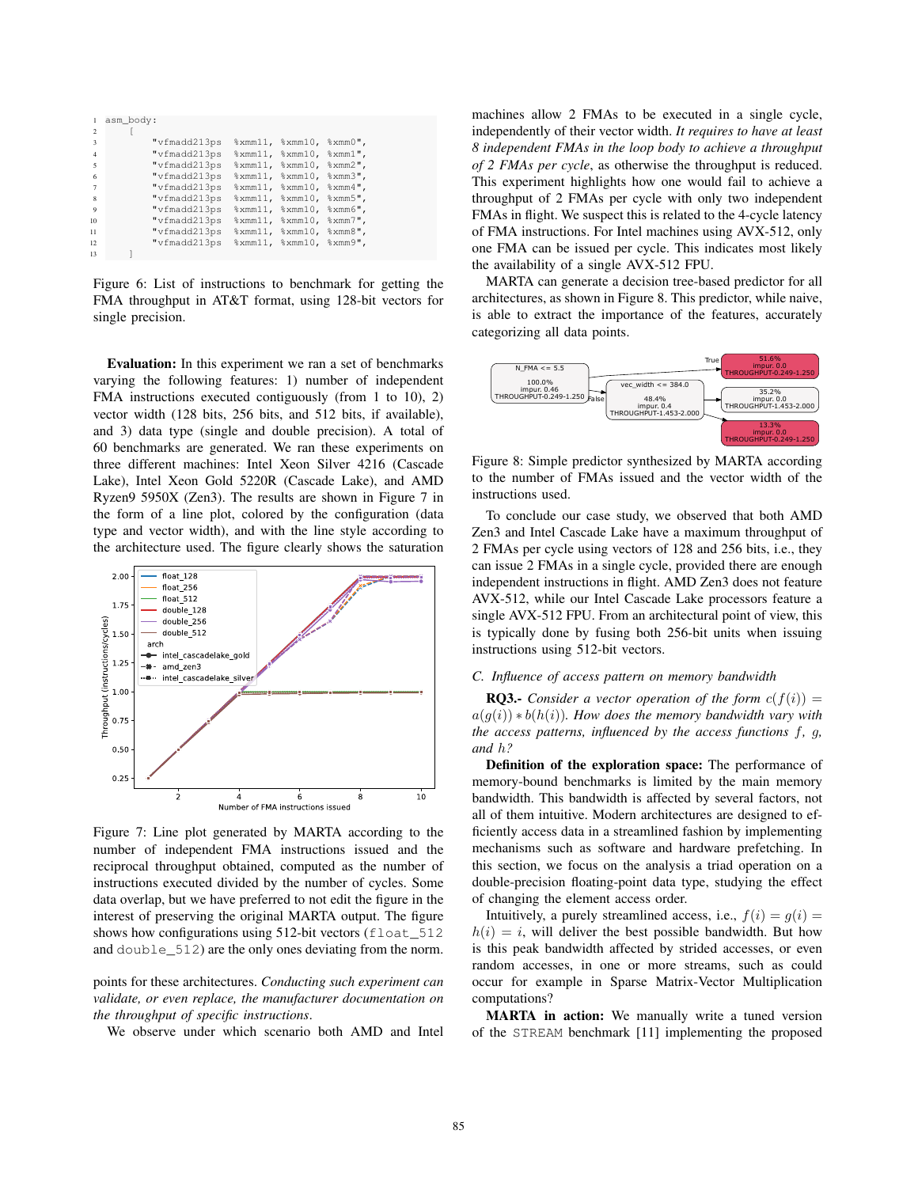```
asm_body:
    [
        "vfmadd213ps  %xmm11, %xmm10, %xmm0",
        "vfmadd213ps  %xmm11, %xmm10, %xmm1",
        "vfmadd213ps  %xmm11, %xmm10, %xmm2",
        "vfmadd213ps  %xmm11, %xmm10, %xmm3",
        "vfmadd213ps  %xmm11, %xmm10, %xmm4",
        "vfmadd213ps  %xmm11, %xmm10, %xmm5",
        "vfmadd213ps  %xmm11, %xmm10, %xmm6",
        "vfmadd213ps  %xmm11, %xmm10, %xmm7",
        "vfmadd213ps  %xmm11, %xmm10, %xmm8",
        "vfmadd213ps  %xmm11, %xmm10, %xmm9",
    ]
```

Figure 6: List of instructions to benchmark for getting the FMA throughput in AT&T format, using 128-bit vectors for single precision.

**Evaluation:** In this experiment we ran a set of benchmarks varying the following features: 1) number of independent FMA instructions executed contiguously (from 1 to 10), 2) vector width (128 bits, 256 bits, and 512 bits, if available), and 3) data type (single and double precision). A total of 60 benchmarks are generated. We ran these experiments on three different machines: Intel Xeon Silver 4216 (Cascade Lake), Intel Xeon Gold 5220R (Cascade Lake), and AMD Ryzen9 5950X (Zen3). The results are shown in Figure 7 in the form of a line plot, colored by the configuration (data type and vector width), and with the line style according to the architecture used. The figure clearly shows the saturation points for these architectures. *Conducting such experiment can validate, or even replace, the manufacturer documentation on the throughput of specific instructions*.

Figure 7: Line plot generated by MARTA according to the number of independent FMA instructions issued and the reciprocal throughput obtained, computed as the number of instructions executed divided by the number of cycles. Some data overlap, but we have preferred to not edit the figure in the interest of preserving the original MARTA output. The figure shows how configurations using 512-bit vectors (`float_512` and `double_512`) are the only ones deviating from the norm.

We observe under which scenario both AMD and Intel machines allow 2 FMAs to be executed in a single cycle, independently of their vector width. *It requires to have at least 8 independent FMAs in the loop body to achieve a throughput of 2 FMAs per cycle*, as otherwise the throughput is reduced. This experiment highlights how one would fail to achieve a throughput of 2 FMAs per cycle with only two independent FMAs in flight. We suspect this is related to the 4-cycle latency of FMA instructions. For Intel machines using AVX-512, only one FMA can be issued per cycle. This indicates most likely the availability of a single AVX-512 FPU.

MARTA can generate a decision tree-based predictor for all architectures, as shown in Figure 8. This predictor, while naive, is able to extract the importance of the features, accurately categorizing all data points.

Figure 8: Simple predictor synthesized by MARTA according to the number of FMAs issued and the vector width of the instructions used.

To conclude our case study, we observed that both AMD Zen3 and Intel Cascade Lake have a maximum throughput of 2 FMAs per cycle using vectors of 128 and 256 bits, i.e., they can issue 2 FMAs in a single cycle, provided there are enough independent instructions in flight. AMD Zen3 does not feature AVX-512, while our Intel Cascade Lake processors feature a single AVX-512 FPU. From an architectural point of view, this is typically done by fusing both 256-bit units when issuing instructions using 512-bit vectors.

### C. Influence of access pattern on memory bandwidth

**RQ3.-** *Consider a vector operation of the form $c(f(i)) = a(g(i)) * b(h(i))$. How does the memory bandwidth vary with the access patterns, influenced by the access functions $f$, $g$, and $h$?*

**Definition of the exploration space:** The performance of memory-bound benchmarks is limited by the main memory bandwidth. This bandwidth is affected by several factors, not all of them intuitive. Modern architectures are designed to efficiently access data in a streamlined fashion by implementing mechanisms such as software and hardware prefetching. In this section, we focus on the analysis a triad operation on a double-precision floating-point data type, studying the effect of changing the element access order.

Intuitively, a purely streamlined access, i.e., $f(i) = g(i) = h(i) = i$, will deliver the best possible bandwidth. But how is this peak bandwidth affected by strided accesses, or even random accesses, in one or more streams, such as could occur for example in Sparse Matrix-Vector Multiplication computations?

**MARTA in action:** We manually write a tuned version of the `STREAM` benchmark [11] implementing the proposed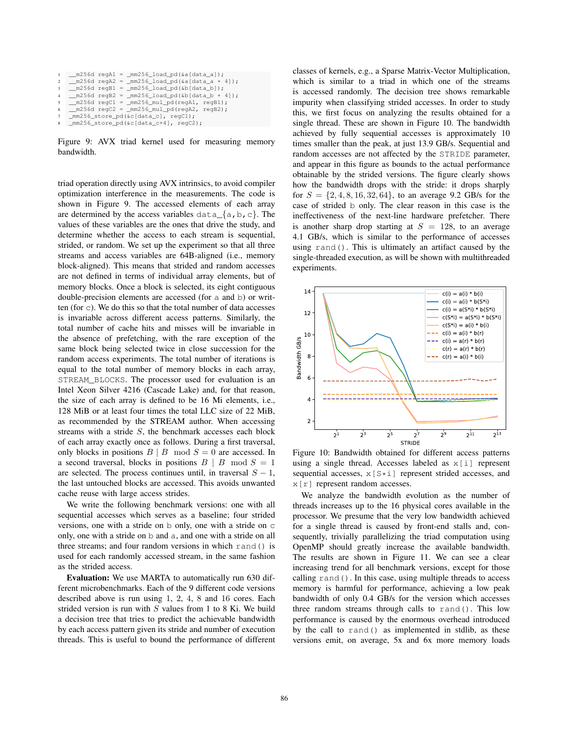```
__m256d regA1 = _mm256_load_pd(&a[data_a]);
__m256d regA2 = _mm256_load_pd(&a[data_a + 4]);
__m256d regB1 = _mm256_load_pd(&b[data_b]);
__m256d regB2 = _mm256_load_pd(&b[data_b + 4]);
__m256d regC1 = _mm256_mul_pd(regA1, regB1);
__m256d regC2 = _mm256_mul_pd(regA2, regB2);
_mm256_store_pd(&c[data_c], regC1);
_mm256_store_pd(&c[data_c+4], regC2);
```

Figure 9: AVX triad kernel used for measuring memory bandwidth.

triad operation directly using AVX intrinsics, to avoid compiler optimization interference in the measurements. The code is shown in Figure 9. The accessed elements of each array are determined by the access variables `data_{a,b,c}`. The values of these variables are the ones that drive the study, and determine whether the access to each stream is sequential, strided, or random. We set up the experiment so that all three streams and access variables are 64B-aligned (i.e., memory block-aligned). This means that strided and random accesses are not defined in terms of individual array elements, but of memory blocks. Once a block is selected, its eight contiguous double-precision elements are accessed (for `a` and `b`) or written (for `c`). We do this so that the total number of data accesses is invariable across different access patterns. Similarly, the total number of cache hits and misses will be invariable in the absence of prefetching, with the rare exception of the same block being selected twice in close succession for the random access experiments. The total number of iterations is equal to the total number of memory blocks in each array, `STREAM_BLOCKS`. The processor used for evaluation is an Intel Xeon Silver 4216 (Cascade Lake) and, for that reason, the size of each array is defined to be 16 Mi elements, i.e., 128 MiB or at least four times the total LLC size of 22 MiB, as recommended by the STREAM author. When accessing streams with a stride $S$, the benchmark accesses each block of each array exactly once as follows. During a first traversal, only blocks in positions $B \mid B \mod S = 0$ are accessed. In a second traversal, blocks in positions $B \mid B \mod S = 1$ are selected. The process continues until, in traversal $S-1$, the last untouched blocks are accessed. This avoids unwanted cache reuse with large access strides.

We write the following benchmark versions: one with all sequential accesses which serves as a baseline; four strided versions, one with a stride on `b` only, one with a stride on `c` only, one with a stride on `b` and `a`, and one with a stride on all three streams; and four random versions in which `rand()` is used for each randomly accessed stream, in the same fashion as the strided access.

**Evaluation:** We use MARTA to automatically run 630 different microbenchmarks. Each of the 9 different code versions described above is run using 1, 2, 4, 8 and 16 cores. Each strided version is run with $S$ values from 1 to 8 Ki. We build a decision tree that tries to predict the achievable bandwidth by each access pattern given its stride and number of execution threads. This is useful to bound the performance of different classes of kernels, e.g., a Sparse Matrix-Vector Multiplication, which is similar to a triad in which one of the streams is accessed randomly. The decision tree shows remarkable impurity when classifying strided accesses. In order to study this, we first focus on analyzing the results obtained for a single thread. These are shown in Figure 10. The bandwidth achieved by fully sequential accesses is approximately 10 times smaller than the peak, at just 13.9 GB/s. Sequential and random accesses are not affected by the `STRIDE` parameter, and appear in this figure as bounds to the actual performance obtainable by the strided versions. The figure clearly shows how the bandwidth drops with the stride: it drops sharply for $S = \{2, 4, 8, 16, 32, 64\}$, to an average 9.2 GB/s for the case of strided `b` only. The clear reason in this case is the ineffectiveness of the next-line hardware prefetcher. There is another sharp drop starting at $S = 128$, to an average 4.1 GB/s, which is similar to the performance of accesses using `rand()`. This is ultimately an artifact caused by the single-threaded execution, as will be shown with multithreaded experiments.

Figure 10: Bandwidth obtained for different access patterns using a single thread. Accesses labeled as `x[i]` represent sequential accesses, `x[S*i]` represent strided accesses, and `x[r]` represent random accesses.

We analyze the bandwidth evolution as the number of threads increases up to the 16 physical cores available in the processor. We presume that the very low bandwidth achieved for a single thread is caused by front-end stalls and, consequently, trivially parallelizing the triad computation using OpenMP should greatly increase the available bandwidth. The results are shown in Figure 11. We can see a clear increasing trend for all benchmark versions, except for those calling `rand()`. In this case, using multiple threads to access memory is harmful for performance, achieving a low peak bandwidth of only 0.4 GB/s for the version which accesses three random streams through calls to `rand()`. This low performance is caused by the enormous overhead introduced by the call to `rand()` as implemented in stdlib, as these versions emit, on average, 5x and 6x more memory loads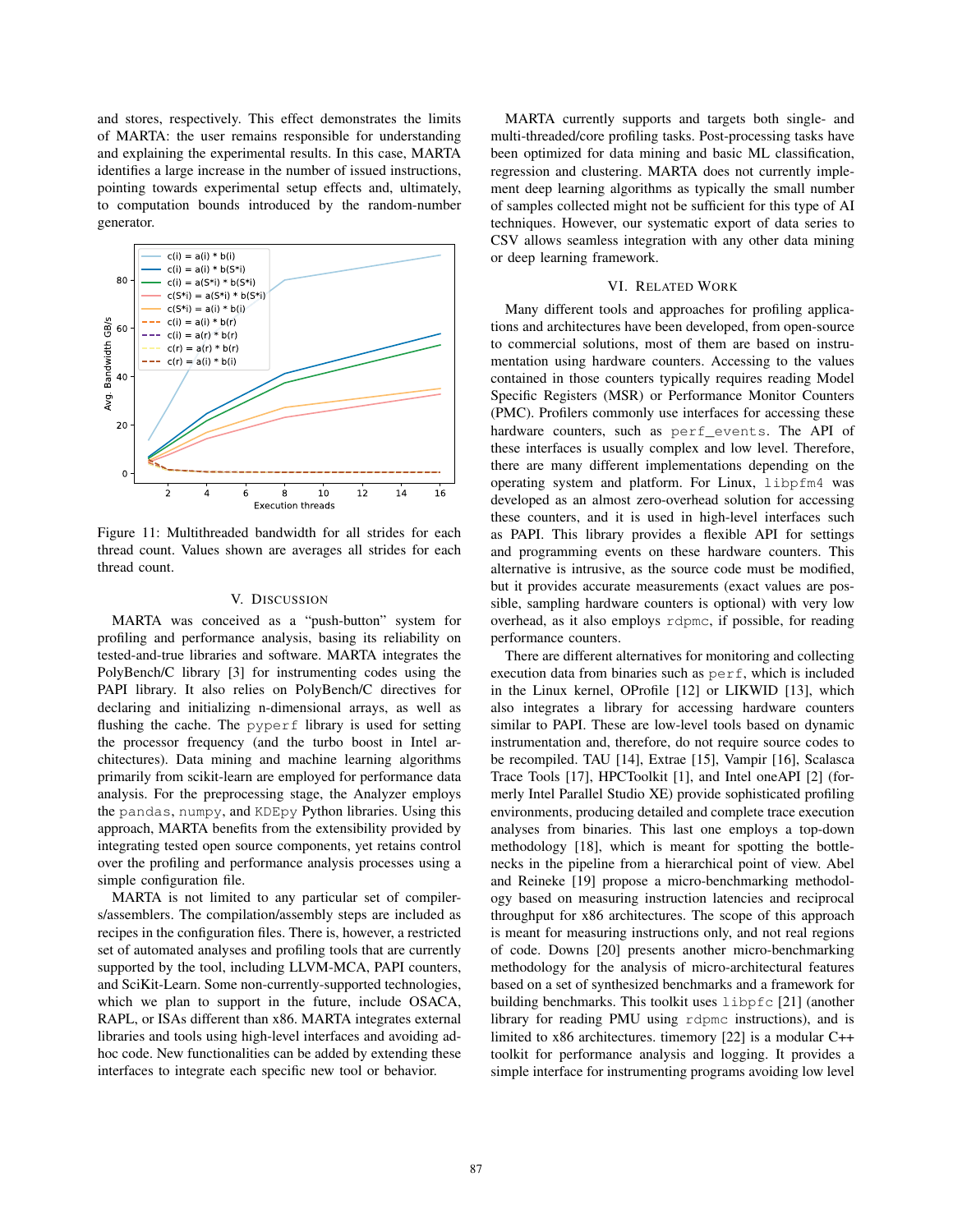and stores, respectively. This effect demonstrates the limits of MARTA: the user remains responsible for understanding and explaining the experimental results. In this case, MARTA identifies a large increase in the number of issued instructions, pointing towards experimental setup effects and, ultimately, to computation bounds introduced by the random-number generator.

Figure 11: Multithreaded bandwidth for all strides for each thread count. Values shown are averages all strides for each thread count.

## V. Discussion

MARTA was conceived as a "push-button" system for profiling and performance analysis, basing its reliability on tested-and-true libraries and software. MARTA integrates the PolyBench/C library [3] for instrumenting codes using the PAPI library. It also relies on PolyBench/C directives for declaring and initializing n-dimensional arrays, as well as flushing the cache. The `pyperf` library is used for setting the processor frequency (and the turbo boost in Intel architectures). Data mining and machine learning algorithms primarily from scikit-learn are employed for performance data analysis. For the preprocessing stage, the Analyzer employs the `pandas`, `numpy`, and `KDEpy` Python libraries. Using this approach, MARTA benefits from the extensibility provided by integrating tested open source components, yet retains control over the profiling and performance analysis processes using a simple configuration file.

MARTA is not limited to any particular set of compilers/assemblers. The compilation/assembly steps are included as recipes in the configuration files. There is, however, a restricted set of automated analyses and profiling tools that are currently supported by the tool, including LLVM-MCA, PAPI counters, and SciKit-Learn. Some non-currently-supported technologies, which we plan to support in the future, include OSACA, RAPL, or ISAs different than x86. MARTA integrates external libraries and tools using high-level interfaces and avoiding ad-hoc code. New functionalities can be added by extending these interfaces to integrate each specific new tool or behavior.

MARTA currently supports and targets both single- and multi-threaded/core profiling tasks. Post-processing tasks have been optimized for data mining and basic ML classification, regression and clustering. MARTA does not currently implement deep learning algorithms as typically the small number of samples collected might not be sufficient for this type of AI techniques. However, our systematic export of data series to CSV allows seamless integration with any other data mining or deep learning framework.

## VI. Related Work

Many different tools and approaches for profiling applications and architectures have been developed, from open-source to commercial solutions, most of them are based on instrumentation using hardware counters. Accessing to the values contained in those counters typically requires reading Model Specific Registers (MSR) or Performance Monitor Counters (PMC). Profilers commonly use interfaces for accessing these hardware counters, such as `perf_events`. The API of these interfaces is usually complex and low level. Therefore, there are many different implementations depending on the operating system and platform. For Linux, `libpfm4` was developed as an almost zero-overhead solution for accessing these counters, and it is used in high-level interfaces such as PAPI. This library provides a flexible API for settings and programming events on these hardware counters. This alternative is intrusive, as the source code must be modified, but it provides accurate measurements (exact values are possible, sampling hardware counters is optional) with very low overhead, as it also employs `rdpmc`, if possible, for reading performance counters.

There are different alternatives for monitoring and collecting execution data from binaries such as `perf`, which is included in the Linux kernel, OProfile [12] or LIKWID [13], which also integrates a library for accessing hardware counters similar to PAPI. These are low-level tools based on dynamic instrumentation and, therefore, do not require source codes to be recompiled. TAU [14], Extrae [15], Vampir [16], Scalasca Trace Tools [17], HPCToolkit [1], and Intel oneAPI [2] (formerly Intel Parallel Studio XE) provide sophisticated profiling environments, producing detailed and complete trace execution analyses from binaries. This last one employs a top-down methodology [18], which is meant for spotting the bottlenecks in the pipeline from a hierarchical point of view. Abel and Reineke [19] propose a micro-benchmarking methodology based on measuring instruction latencies and reciprocal throughput for x86 architectures. The scope of this approach is meant for measuring instructions only, and not real regions of code. Downs [20] presents another micro-benchmarking methodology for the analysis of micro-architectural features based on a set of synthesized benchmarks and a framework for building benchmarks. This toolkit uses `libpfc` [21] (another library for reading PMU using `rdpmc` instructions), and is limited to x86 architectures. timemory [22] is a modular C++ toolkit for performance analysis and logging. It provides a simple interface for instrumenting programs avoiding low level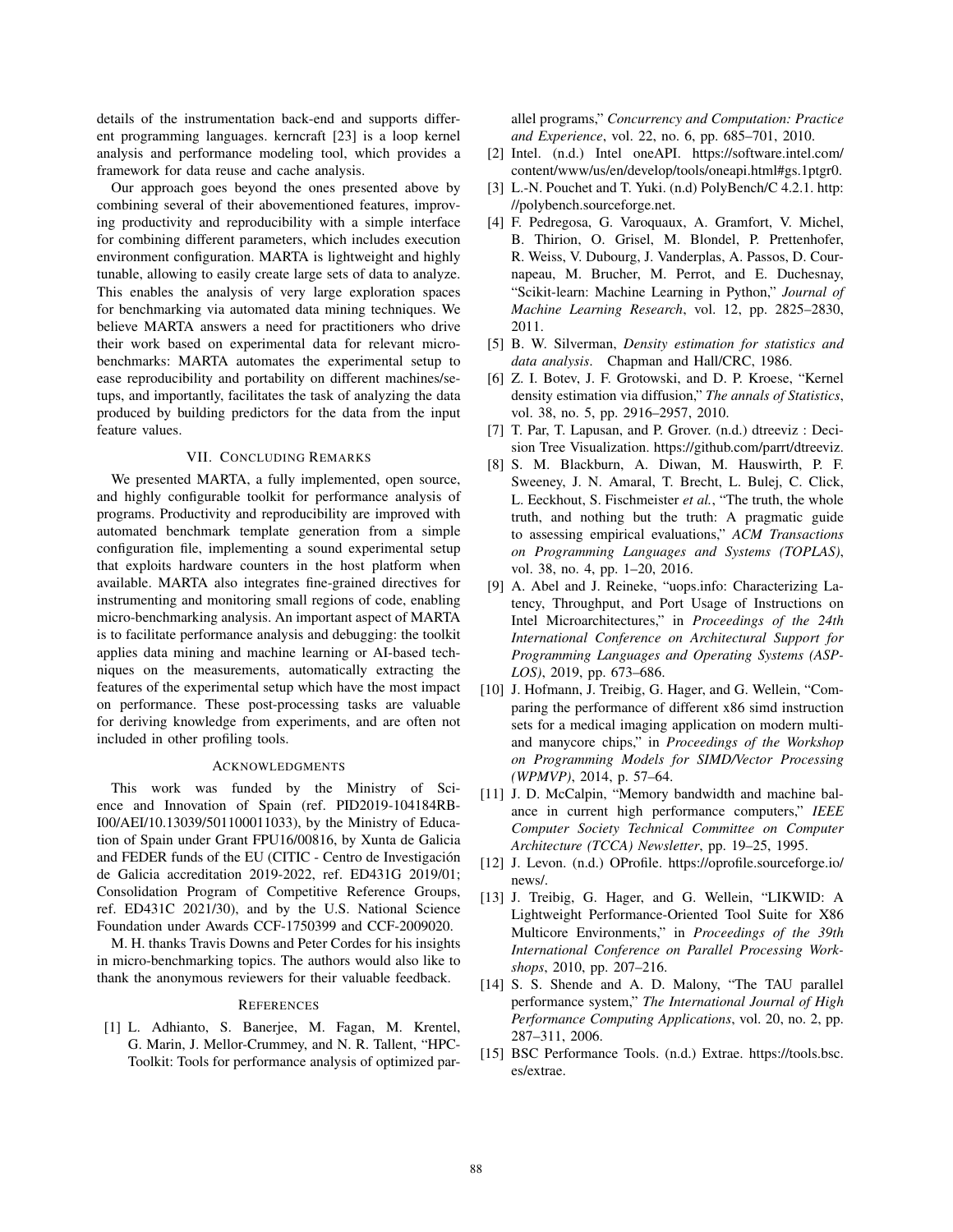details of the instrumentation back-end and supports different programming languages. kerncraft [23] is a loop kernel analysis and performance modeling tool, which provides a framework for data reuse and cache analysis.

Our approach goes beyond the ones presented above by combining several of their abovementioned features, improving productivity and reproducibility with a simple interface for combining different parameters, which includes execution environment configuration. MARTA is lightweight and highly tunable, allowing to easily create large sets of data to analyze. This enables the analysis of very large exploration spaces for benchmarking via automated data mining techniques. We believe MARTA answers a need for practitioners who drive their work based on experimental data for relevant micro-benchmarks: MARTA automates the experimental setup to ease reproducibility and portability on different machines/setups, and importantly, facilitates the task of analyzing the data produced by building predictors for the data from the input feature values.

## VII. Concluding Remarks

We presented MARTA, a fully implemented, open source, and highly configurable toolkit for performance analysis of programs. Productivity and reproducibility are improved with automated benchmark template generation from a simple configuration file, implementing a sound experimental setup that exploits hardware counters in the host platform when available. MARTA also integrates fine-grained directives for instrumenting and monitoring small regions of code, enabling micro-benchmarking analysis. An important aspect of MARTA is to facilitate performance analysis and debugging: the toolkit applies data mining and machine learning or AI-based techniques on the measurements, automatically extracting the features of the experimental setup which have the most impact on performance. These post-processing tasks are valuable for deriving knowledge from experiments, and are often not included in other profiling tools.

## Acknowledgments

This work was funded by the Ministry of Science and Innovation of Spain (ref. PID2019-104184RB-I00/AEI/10.13039/501100011033), by the Ministry of Education of Spain under Grant FPU16/00816, by Xunta de Galicia and FEDER funds of the EU (CITIC - Centro de Investigación de Galicia accreditation 2019-2022, ref. ED431G 2019/01; Consolidation Program of Competitive Reference Groups, ref. ED431C 2021/30), and by the U.S. National Science Foundation under Awards CCF-1750399 and CCF-2009020.

M. H. thanks Travis Downs and Peter Cordes for his insights in micro-benchmarking topics. The authors would also like to thank the anonymous reviewers for their valuable feedback.

## References

[1] L. Adhianto, S. Banerjee, M. Fagan, M. Krentel, G. Marin, J. Mellor-Crummey, and N. R. Tallent, "HPC-Toolkit: Tools for performance analysis of optimized parallel programs," *Concurrency and Computation: Practice and Experience*, vol. 22, no. 6, pp. 685–701, 2010.

[2] Intel. (n.d.) Intel oneAPI. https://software.intel.com/content/www/us/en/develop/tools/oneapi.html#gs.1ptgr0.

[3] L.-N. Pouchet and T. Yuki. (n.d) PolyBench/C 4.2.1. http://polybench.sourceforge.net.

[4] F. Pedregosa, G. Varoquaux, A. Gramfort, V. Michel, B. Thirion, O. Grisel, M. Blondel, P. Prettenhofer, R. Weiss, V. Dubourg, J. Vanderplas, A. Passos, D. Cournapeau, M. Brucher, M. Perrot, and E. Duchesnay, "Scikit-learn: Machine Learning in Python," *Journal of Machine Learning Research*, vol. 12, pp. 2825–2830, 2011.

[5] B. W. Silverman, *Density estimation for statistics and data analysis*. Chapman and Hall/CRC, 1986.

[6] Z. I. Botev, J. F. Grotowski, and D. P. Kroese, "Kernel density estimation via diffusion," *The annals of Statistics*, vol. 38, no. 5, pp. 2916–2957, 2010.

[7] T. Par, T. Lapusan, and P. Grover. (n.d.) dtreeviz : Decision Tree Visualization. https://github.com/parrt/dtreeviz.

[8] S. M. Blackburn, A. Diwan, M. Hauswirth, P. F. Sweeney, J. N. Amaral, T. Brecht, L. Bulej, C. Click, L. Eeckhout, S. Fischmeister *et al.*, "The truth, the whole truth, and nothing but the truth: A pragmatic guide to assessing empirical evaluations," *ACM Transactions on Programming Languages and Systems (TOPLAS)*, vol. 38, no. 4, pp. 1–20, 2016.

[9] A. Abel and J. Reineke, "uops.info: Characterizing Latency, Throughput, and Port Usage of Instructions on Intel Microarchitectures," in *Proceedings of the 24th International Conference on Architectural Support for Programming Languages and Operating Systems (ASPLOS)*, 2019, pp. 673–686.

[10] J. Hofmann, J. Treibig, G. Hager, and G. Wellein, "Comparing the performance of different x86 simd instruction sets for a medical imaging application on modern multi- and manycore chips," in *Proceedings of the Workshop on Programming Models for SIMD/Vector Processing (WPMVP)*, 2014, p. 57–64.

[11] J. D. McCalpin, "Memory bandwidth and machine balance in current high performance computers," *IEEE Computer Society Technical Committee on Computer Architecture (TCCA) Newsletter*, pp. 19–25, 1995.

[12] J. Levon. (n.d.) OProfile. https://oprofile.sourceforge.io/news/.

[13] J. Treibig, G. Hager, and G. Wellein, "LIKWID: A Lightweight Performance-Oriented Tool Suite for X86 Multicore Environments," in *Proceedings of the 39th International Conference on Parallel Processing Workshops*, 2010, pp. 207–216.

[14] S. S. Shende and A. D. Malony, "The TAU parallel performance system," *The International Journal of High Performance Computing Applications*, vol. 20, no. 2, pp. 287–311, 2006.

[15] BSC Performance Tools. (n.d.) Extrae. https://tools.bsc.es/extrae.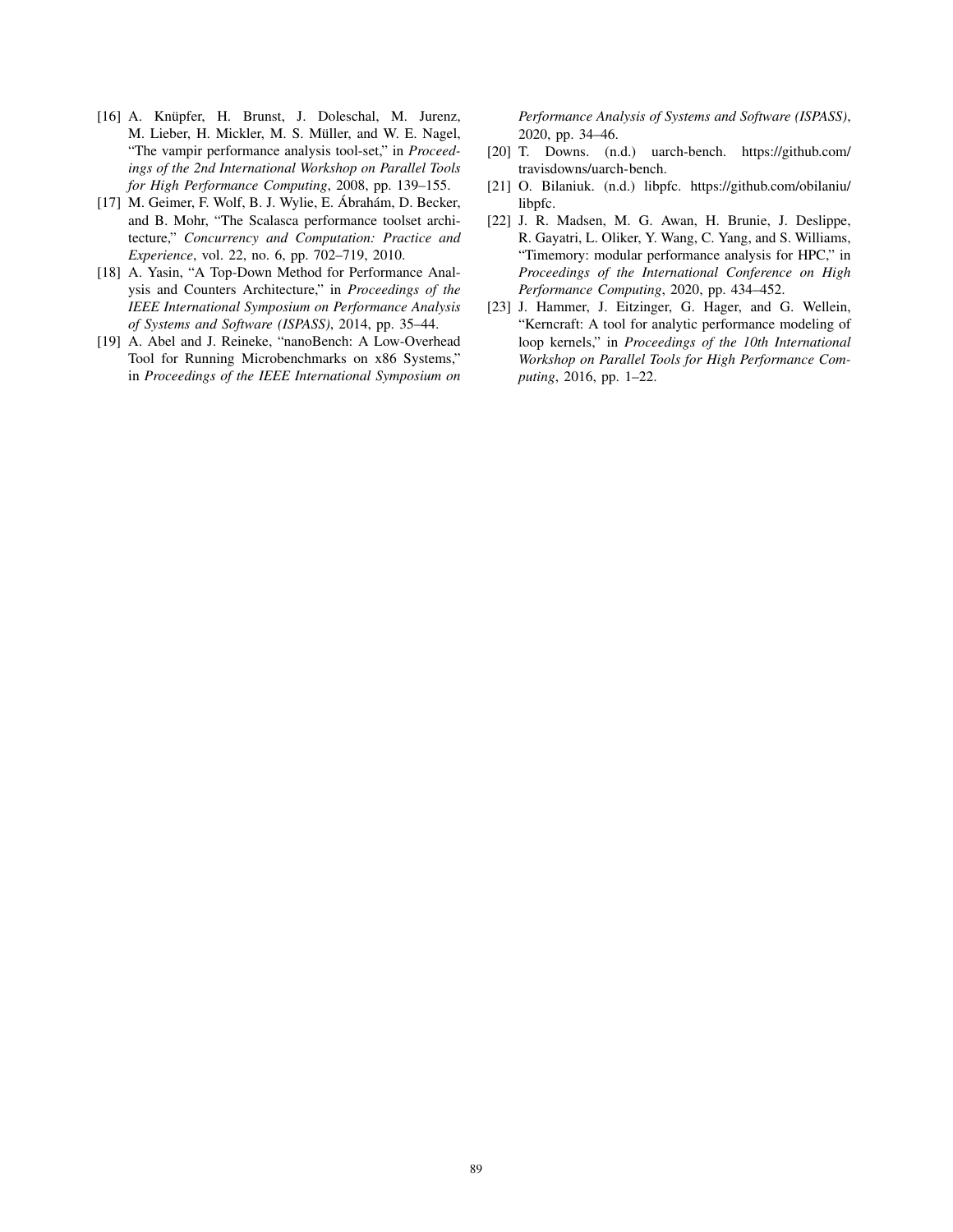[16] A. Knüpfer, H. Brunst, J. Doleschal, M. Jurenz, M. Lieber, H. Mickler, M. S. Müller, and W. E. Nagel, "The vampir performance analysis tool-set," in *Proceedings of the 2nd International Workshop on Parallel Tools for High Performance Computing*, 2008, pp. 139–155.

[17] M. Geimer, F. Wolf, B. J. Wylie, E. Ábrahám, D. Becker, and B. Mohr, "The Scalasca performance toolset architecture," *Concurrency and Computation: Practice and Experience*, vol. 22, no. 6, pp. 702–719, 2010.

[18] A. Yasin, "A Top-Down Method for Performance Analysis and Counters Architecture," in *Proceedings of the IEEE International Symposium on Performance Analysis of Systems and Software (ISPASS)*, 2014, pp. 35–44.

[19] A. Abel and J. Reineke, "nanoBench: A Low-Overhead Tool for Running Microbenchmarks on x86 Systems," in *Proceedings of the IEEE International Symposium on Performance Analysis of Systems and Software (ISPASS)*, 2020, pp. 34–46.

[20] T. Downs. (n.d.) uarch-bench. https://github.com/travisdowns/uarch-bench.

[21] O. Bilaniuk. (n.d.) libpfc. https://github.com/obilaniu/libpfc.

[22] J. R. Madsen, M. G. Awan, H. Brunie, J. Deslippe, R. Gayatri, L. Oliker, Y. Wang, C. Yang, and S. Williams, "Timemory: modular performance analysis for HPC," in *Proceedings of the International Conference on High Performance Computing*, 2020, pp. 434–452.

[23] J. Hammer, J. Eitzinger, G. Hager, and G. Wellein, "Kerncraft: A tool for analytic performance modeling of loop kernels," in *Proceedings of the 10th International Workshop on Parallel Tools for High Performance Computing*, 2016, pp. 1–22.